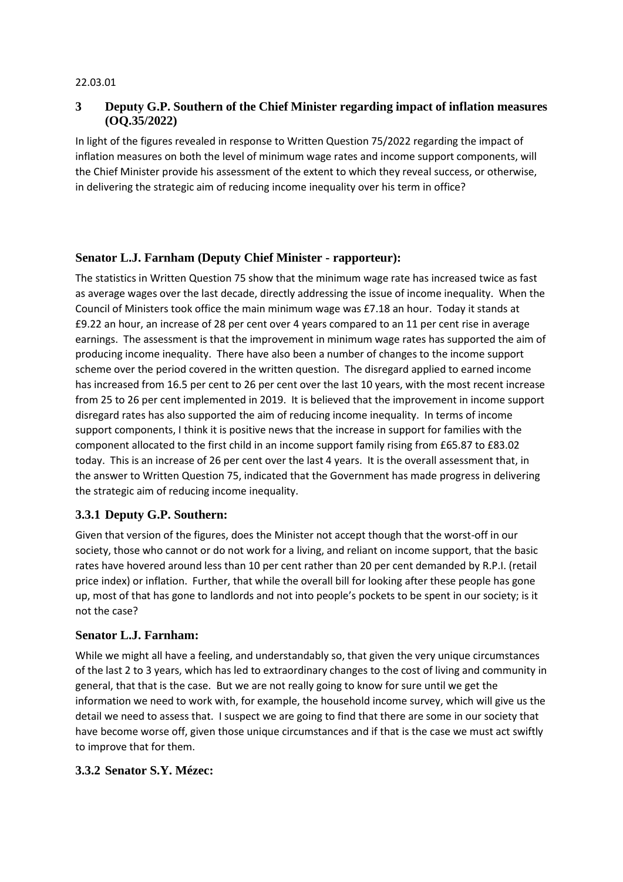22.03.01

## 3 Deputy G.P. Southern of the Chief Minister regarding impact of inflation measures (OQ.35/2022)

In light of the figures revealed in response to Written Question 75/2022 regarding the impact of inflation measures on both the level of minimum wage rates and income support components, will the Chief Minister provide his assessment of the extent to which they reveal success, or otherwise, in delivering the strategic aim of reducing income inequality over his term in office?

### Senator L.J. Farnham (Deputy Chief Minister - rapporteur):

The statistics in Written Question 75 show that the minimum wage rate has increased twice as fast as average wages over the last decade, directly addressing the issue of income inequality. When the Council of Ministers took office the main minimum wage was £7.18 an hour. Today it stands at £9.22 an hour, an increase of 28 per cent over 4 years compared to an 11 per cent rise in average earnings. The assessment is that the improvement in minimum wage rates has supported the aim of producing income inequality. There have also been a number of changes to the income support scheme over the period covered in the written question. The disregard applied to earned income has increased from 16.5 per cent to 26 per cent over the last 10 years, with the most recent increase from 25 to 26 per cent implemented in 2019. It is believed that the improvement in income support disregard rates has also supported the aim of reducing income inequality. In terms of income support components, I think it is positive news that the increase in support for families with the component allocated to the first child in an income support family rising from £65.87 to £83.02 today. This is an increase of 26 per cent over the last 4 years. It is the overall assessment that, in the answer to Written Question 75, indicated that the Government has made progress in delivering the strategic aim of reducing income inequality.

### 3.3.1 Deputy G.P. Southern:

Given that version of the figures, does the Minister not accept though that the worst-off in our society, those who cannot or do not work for a living, and reliant on income support, that the basic rates have hovered around less than 10 per cent rather than 20 per cent demanded by R.P.I. (retail price index) or inflation. Further, that while the overall bill for looking after these people has gone up, most of that has gone to landlords and not into people's pockets to be spent in our society; is it not the case?

### Senator L.J. Farnham:

While we might all have a feeling, and understandably so, that given the very unique circumstances of the last 2 to 3 years, which has led to extraordinary changes to the cost of living and community in general, that that is the case. But we are not really going to know for sure until we get the information we need to work with, for example, the household income survey, which will give us the detail we need to assess that. I suspect we are going to find that there are some in our society that have become worse off, given those unique circumstances and if that is the case we must act swiftly to improve that for them.

### 3.3.2 Senator S.Y. Mézec: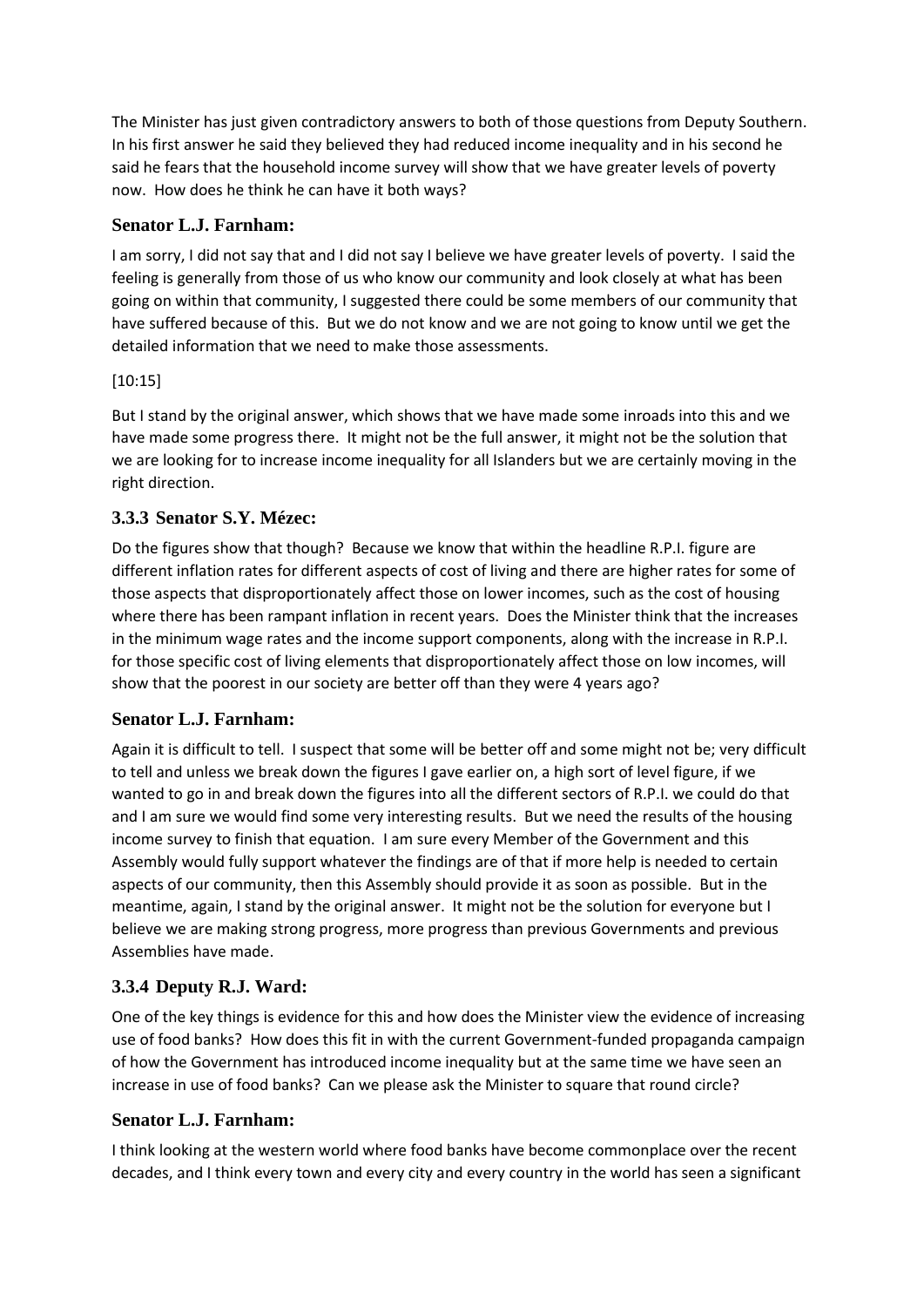The Minister has just given contradictory answers to both of those questions from Deputy Southern. In his first answer he said they believed they had reduced income inequality and in his second he said he fears that the household income survey will show that we have greater levels of poverty now. How does he think he can have it both ways?

### Senator L.J. Farnham:

I am sorry, I did not say that and I did not say I believe we have greater levels of poverty. I said the feeling is generally from those of us who know our community and look closely at what has been going on within that community, I suggested there could be some members of our community that have suffered because of this. But we do not know and we are not going to know until we get the detailed information that we need to make those assessments.

[10:15]

But I stand by the original answer, which shows that we have made some inroads into this and we have made some progress there. It might not be the full answer, it might not be the solution that we are looking for to increase income inequality for all Islanders but we are certainly moving in the right direction.

### 3.3.3 Senator S.Y. Mézec:

Do the figures show that though? Because we know that within the headline R.P.I. figure are different inflation rates for different aspects of cost of living and there are higher rates for some of those aspects that disproportionately affect those on lower incomes, such as the cost of housing where there has been rampant inflation in recent years. Does the Minister think that the increases in the minimum wage rates and the income support components, along with the increase in R.P.I. for those specific cost of living elements that disproportionately affect those on low incomes, will show that the poorest in our society are better off than they were 4 years ago?

### Senator L.J. Farnham:

Again it is difficult to tell. I suspect that some will be better off and some might not be; very difficult to tell and unless we break down the figures I gave earlier on, a high sort of level figure, if we wanted to go in and break down the figures into all the different sectors of R.P.I. we could do that and I am sure we would find some very interesting results. But we need the results of the housing income survey to finish that equation. I am sure every Member of the Government and this Assembly would fully support whatever the findings are of that if more help is needed to certain aspects of our community, then this Assembly should provide it as soon as possible. But in the meantime, again, I stand by the original answer. It might not be the solution for everyone but I believe we are making strong progress, more progress than previous Governments and previous Assemblies have made.

### 3.3.4 Deputy R.J. Ward:

One of the key things is evidence for this and how does the Minister view the evidence of increasing use of food banks? How does this fit in with the current Government-funded propaganda campaign of how the Government has introduced income inequality but at the same time we have seen an increase in use of food banks? Can we please ask the Minister to square that round circle?

### Senator L.J. Farnham:

I think looking at the western world where food banks have become commonplace over the recent decades, and I think every town and every city and every country in the world has seen a significant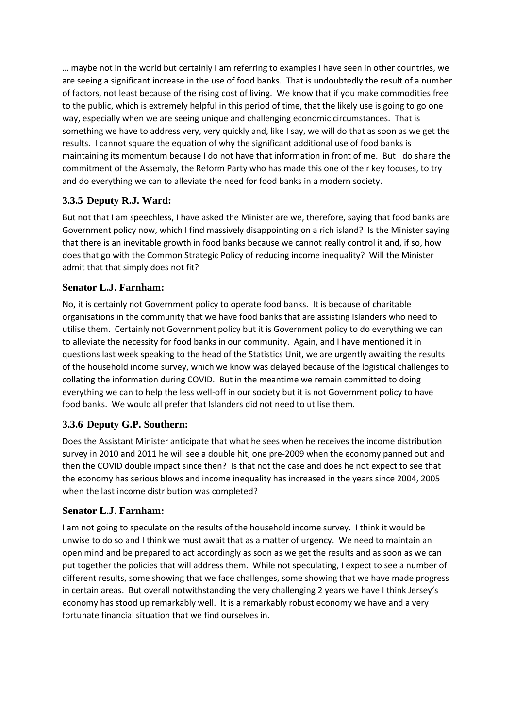… maybe not in the world but certainly I am referring to examples I have seen in other countries, we are seeing a significant increase in the use of food banks. That is undoubtedly the result of a number of factors, not least because of the rising cost of living. We know that if you make commodities free to the public, which is extremely helpful in this period of time, that the likely use is going to go one way, especially when we are seeing unique and challenging economic circumstances. That is something we have to address very, very quickly and, like I say, we will do that as soon as we get the results. I cannot square the equation of why the significant additional use of food banks is maintaining its momentum because I do not have that information in front of me. But I do share the commitment of the Assembly, the Reform Party who has made this one of their key focuses, to try and do everything we can to alleviate the need for food banks in a modern society.

### 3.3.5 Deputy R.J. Ward:

But not that I am speechless, I have asked the Minister are we, therefore, saying that food banks are Government policy now, which I find massively disappointing on a rich island? Is the Minister saying that there is an inevitable growth in food banks because we cannot really control it and, if so, how does that go with the Common Strategic Policy of reducing income inequality? Will the Minister admit that that simply does not fit?

### Senator L.J. Farnham:

No, it is certainly not Government policy to operate food banks. It is because of charitable organisations in the community that we have food banks that are assisting Islanders who need to utilise them. Certainly not Government policy but it is Government policy to do everything we can to alleviate the necessity for food banks in our community. Again, and I have mentioned it in questions last week speaking to the head of the Statistics Unit, we are urgently awaiting the results of the household income survey, which we know was delayed because of the logistical challenges to collating the information during COVID. But in the meantime we remain committed to doing everything we can to help the less well-off in our society but it is not Government policy to have food banks. We would all prefer that Islanders did not need to utilise them.

### 3.3.6 Deputy G.P. Southern:

Does the Assistant Minister anticipate that what he sees when he receives the income distribution survey in 2010 and 2011 he will see a double hit, one pre-2009 when the economy panned out and then the COVID double impact since then? Is that not the case and does he not expect to see that the economy has serious blows and income inequality has increased in the years since 2004, 2005 when the last income distribution was completed?

### Senator L.J. Farnham:

I am not going to speculate on the results of the household income survey. I think it would be unwise to do so and I think we must await that as a matter of urgency. We need to maintain an open mind and be prepared to act accordingly as soon as we get the results and as soon as we can put together the policies that will address them. While not speculating, I expect to see a number of different results, some showing that we face challenges, some showing that we have made progress in certain areas. But overall notwithstanding the very challenging 2 years we have I think Jersey's economy has stood up remarkably well. It is a remarkably robust economy we have and a very fortunate financial situation that we find ourselves in.